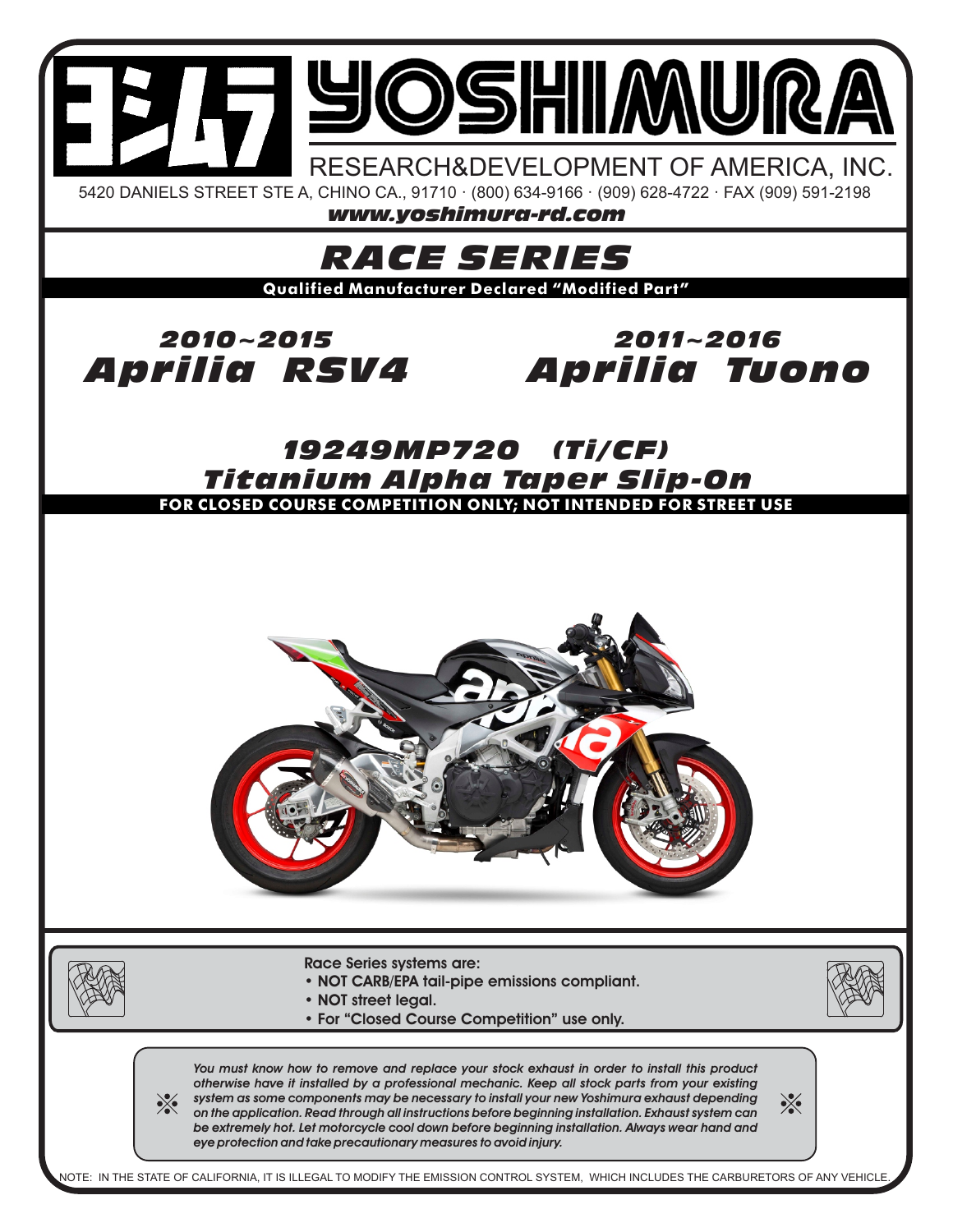# YOSHIMURA

RESEARCH&DEVELOPMENT OF AMERICA, INC.

5420 DANIELS STREET STE A, CHINO CA., 91710 · (800) 634-9166 · (909) 628-4722 · FAX (909) 591-2198

***www.yoshimura-rd.com***

## *RACE SERIES*

**Qualified Manufacturer Declared "Modified Part"**

***2010~2015 Aprilia RSV4***

***2011~2016 Aprilia Tuono***

## *19249MP720 (Ti/CF)*
## *Titanium Alpha Taper Slip-On*

**FOR CLOSED COURSE COMPETITION ONLY; NOT INTENDED FOR STREET USE**

**Race Series systems are:**

- **NOT CARB/EPA tail-pipe emissions compliant.**
- **NOT street legal.**
- **For "Closed Course Competition" use only.**

***You must know how to remove and replace your stock exhaust in order to install this product otherwise have it installed by a professional mechanic. Keep all stock parts from your existing system as some components may be necessary to install your new Yoshimura exhaust depending on the application. Read through all instructions before beginning installation. Exhaust system can be extremely hot. Let motorcycle cool down before beginning installation. Always wear hand and eye protection and take precautionary measures to avoid injury.***

NOTE: IN THE STATE OF CALIFORNIA, IT IS ILLEGAL TO MODIFY THE EMISSION CONTROL SYSTEM, WHICH INCLUDES THE CARBURETORS OF ANY VEHICLE.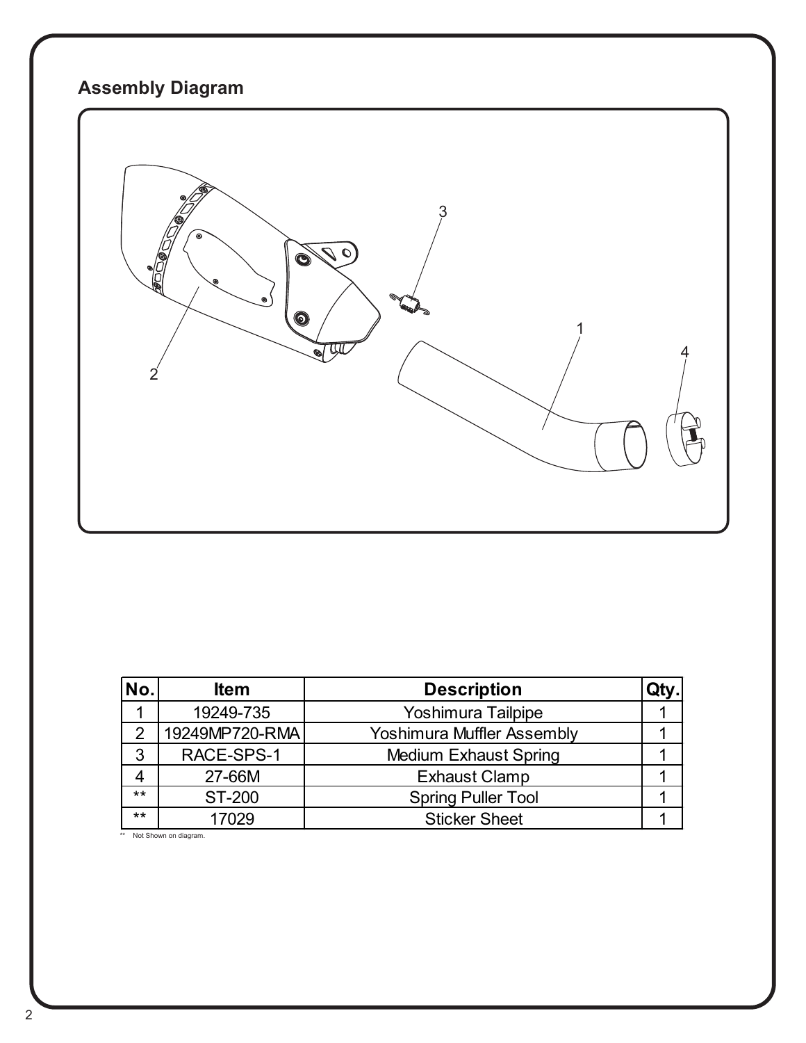## Assembly Diagram

| No. | Item | Description | Qty. |
|---|---|---|---|
| 1 | 19249-735 | Yoshimura Tailpipe | 1 |
| 2 | 19249MP720-RMA | Yoshimura Muffler Assembly | 1 |
| 3 | RACE-SPS-1 | Medium Exhaust Spring | 1 |
| 4 | 27-66M | Exhaust Clamp | 1 |
| ** | ST-200 | Spring Puller Tool | 1 |
| ** | 17029 | Sticker Sheet | 1 |

** Not Shown on diagram.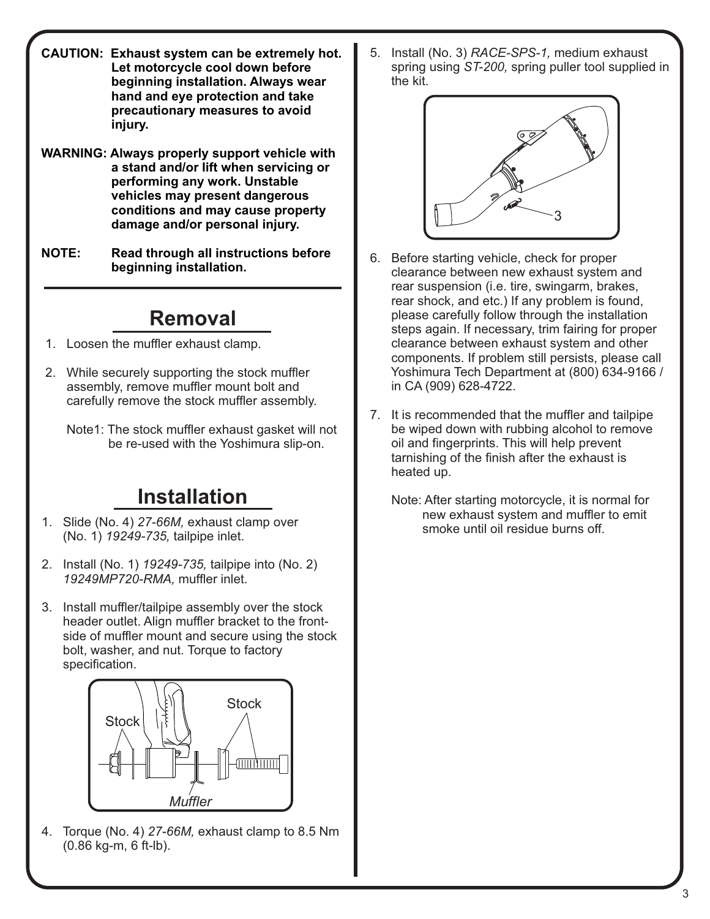**CAUTION: Exhaust system can be extremely hot. Let motorcycle cool down before beginning installation. Always wear hand and eye protection and take precautionary measures to avoid injury.**

**WARNING: Always properly support vehicle with a stand and/or lift when servicing or performing any work. Unstable vehicles may present dangerous conditions and may cause property damage and/or personal injury.**

**NOTE: Read through all instructions before beginning installation.**

## Removal

1. Loosen the muffler exhaust clamp.
2. While securely supporting the stock muffler assembly, remove muffler mount bolt and carefully remove the stock muffler assembly.

   Note1: The stock muffler exhaust gasket will not be re-used with the Yoshimura slip-on.

## Installation

1. Slide (No. 4) *27-66M,* exhaust clamp over (No. 1) *19249-735,* tailpipe inlet.
2. Install (No. 1) *19249-735,* tailpipe into (No. 2) *19249MP720-RMA,* muffler inlet.
3. Install muffler/tailpipe assembly over the stock header outlet. Align muffler bracket to the front-side of muffler mount and secure using the stock bolt, washer, and nut. Torque to factory specification.

   Stock — Stock — *Muffler*

4. Torque (No. 4) *27-66M,* exhaust clamp to 8.5 Nm (0.86 kg-m, 6 ft-lb).
5. Install (No. 3) *RACE-SPS-1,* medium exhaust spring using *ST-200,* spring puller tool supplied in the kit.

   3

6. Before starting vehicle, check for proper clearance between new exhaust system and rear suspension (i.e. tire, swingarm, brakes, rear shock, and etc.) If any problem is found, please carefully follow through the installation steps again. If necessary, trim fairing for proper clearance between exhaust system and other components. If problem still persists, please call Yoshimura Tech Department at (800) 634-9166 / in CA (909) 628-4722.
7. It is recommended that the muffler and tailpipe be wiped down with rubbing alcohol to remove oil and fingerprints. This will help prevent tarnishing of the finish after the exhaust is heated up.

   Note: After starting motorcycle, it is normal for new exhaust system and muffler to emit smoke until oil residue burns off.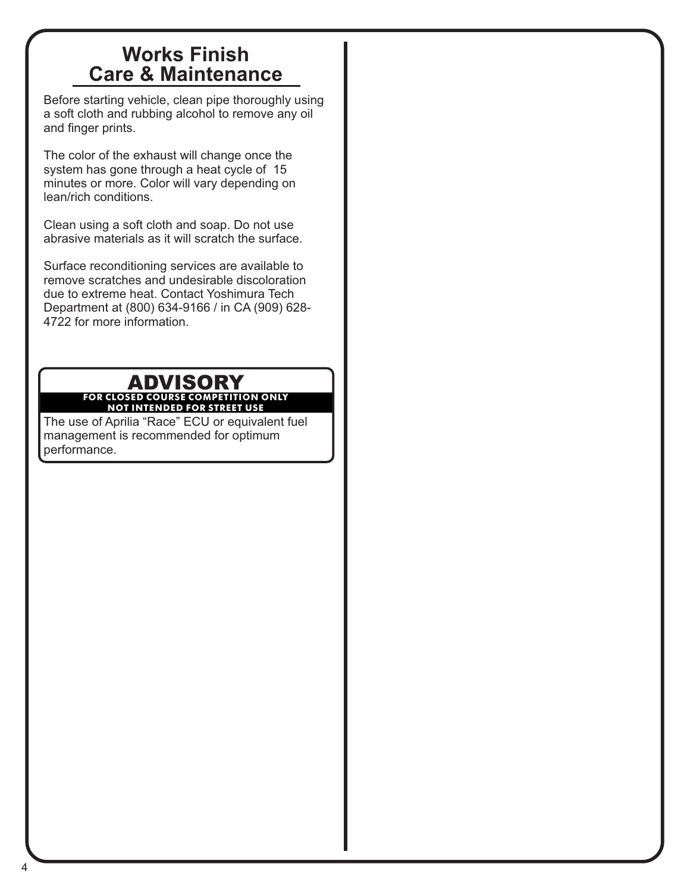# Works Finish Care & Maintenance

Before starting vehicle, clean pipe thoroughly using a soft cloth and rubbing alcohol to remove any oil and finger prints.

The color of the exhaust will change once the system has gone through a heat cycle of 15 minutes or more. Color will vary depending on lean/rich conditions.

Clean using a soft cloth and soap. Do not use abrasive materials as it will scratch the surface.

Surface reconditioning services are available to remove scratches and undesirable discoloration due to extreme heat. Contact Yoshimura Tech Department at (800) 634-9166 / in CA (909) 628-4722 for more information.

## ADVISORY

**FOR CLOSED COURSE COMPETITION ONLY**
**NOT INTENDED FOR STREET USE**

The use of Aprilia “Race” ECU or equivalent fuel management is recommended for optimum performance.